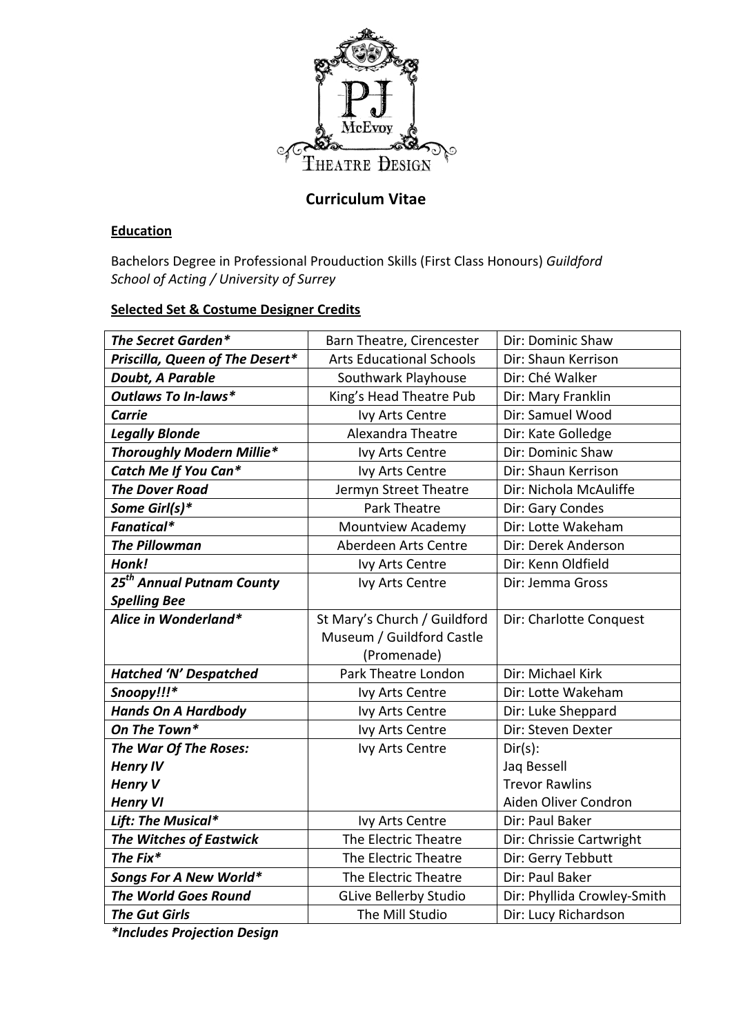PJ McEvoy
THEATRE DESIGN

# Curriculum Vitae

## Education

Bachelors Degree in Professional Prouduction Skills (First Class Honours) *Guildford School of Acting / University of Surrey*

## Selected Set & Costume Designer Credits

| | | |
|---|---|---|
| ***The Secret Garden**** | Barn Theatre, Cirencester | Dir: Dominic Shaw |
| ***Priscilla, Queen of The Desert**** | Arts Educational Schools | Dir: Shaun Kerrison |
| ***Doubt, A Parable*** | Southwark Playhouse | Dir: Ché Walker |
| ***Outlaws To In-laws**** | King's Head Theatre Pub | Dir: Mary Franklin |
| ***Carrie*** | Ivy Arts Centre | Dir: Samuel Wood |
| ***Legally Blonde*** | Alexandra Theatre | Dir: Kate Golledge |
| ***Thoroughly Modern Millie**** | Ivy Arts Centre | Dir: Dominic Shaw |
| ***Catch Me If You Can**** | Ivy Arts Centre | Dir: Shaun Kerrison |
| ***The Dover Road*** | Jermyn Street Theatre | Dir: Nichola McAuliffe |
| ***Some Girl(s)**** | Park Theatre | Dir: Gary Condes |
| ***Fanatical**** | Mountview Academy | Dir: Lotte Wakeham |
| ***The Pillowman*** | Aberdeen Arts Centre | Dir: Derek Anderson |
| ***Honk!*** | Ivy Arts Centre | Dir: Kenn Oldfield |
| ***25th Annual Putnam County Spelling Bee*** | Ivy Arts Centre | Dir: Jemma Gross |
| ***Alice in Wonderland**** | St Mary's Church / Guildford Museum / Guildford Castle (Promenade) | Dir: Charlotte Conquest |
| ***Hatched 'N' Despatched*** | Park Theatre London | Dir: Michael Kirk |
| ***Snoopy!!!**** | Ivy Arts Centre | Dir: Lotte Wakeham |
| ***Hands On A Hardbody*** | Ivy Arts Centre | Dir: Luke Sheppard |
| ***On The Town**** | Ivy Arts Centre | Dir: Steven Dexter |
| ***The War Of The Roses: Henry IV Henry V Henry VI*** | Ivy Arts Centre | Dir(s): Jaq Bessell Trevor Rawlins Aiden Oliver Condron |
| ***Lift: The Musical**** | Ivy Arts Centre | Dir: Paul Baker |
| ***The Witches of Eastwick*** | The Electric Theatre | Dir: Chrissie Cartwright |
| ***The Fix**** | The Electric Theatre | Dir: Gerry Tebbutt |
| ***Songs For A New World**** | The Electric Theatre | Dir: Paul Baker |
| ***The World Goes Round*** | GLive Bellerby Studio | Dir: Phyllida Crowley-Smith |
| ***The Gut Girls*** | The Mill Studio | Dir: Lucy Richardson |

***Includes Projection Design**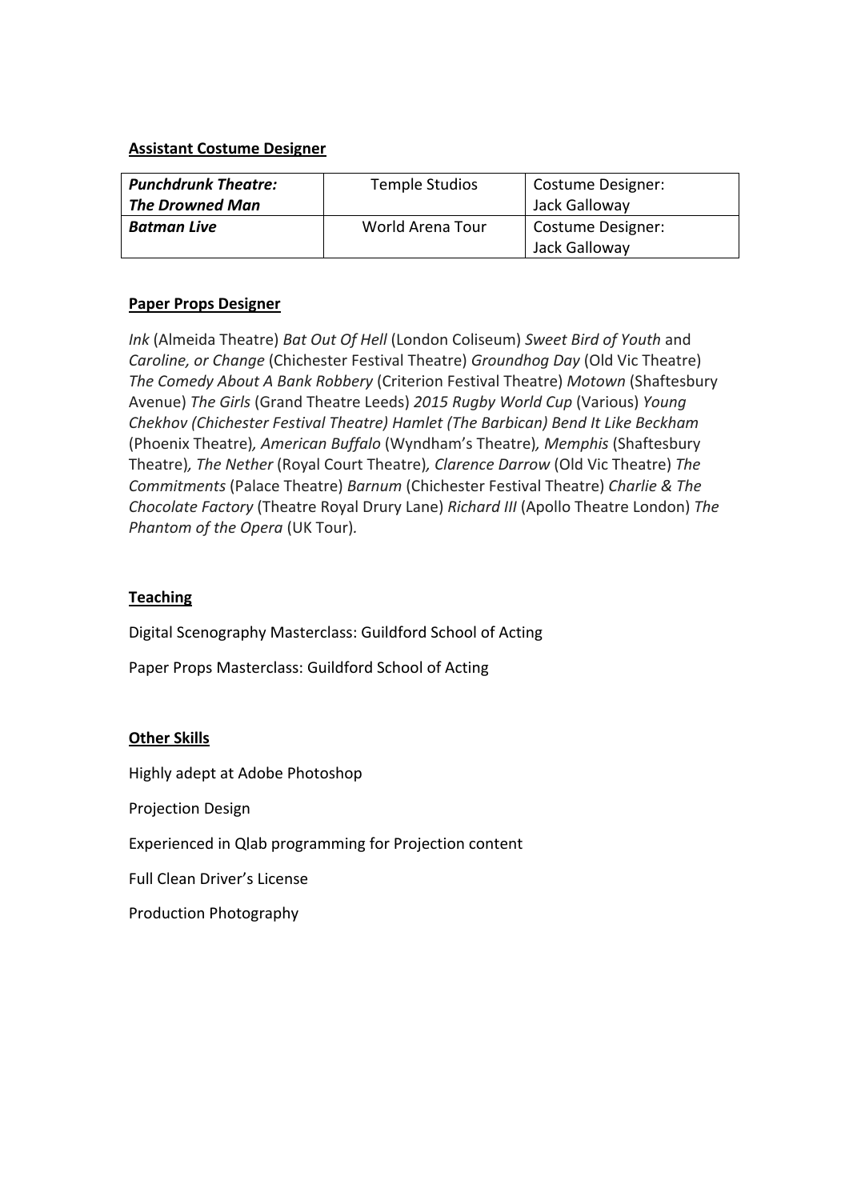**Assistant Costume Designer**

| | | |
|---|---|---|
| ***Punchdrunk Theatre: The Drowned Man*** | Temple Studios | Costume Designer: Jack Galloway |
| ***Batman Live*** | World Arena Tour | Costume Designer: Jack Galloway |

**Paper Props Designer**

*Ink* (Almeida Theatre) *Bat Out Of Hell* (London Coliseum) *Sweet Bird of Youth* and *Caroline, or Change* (Chichester Festival Theatre) *Groundhog Day* (Old Vic Theatre) *The Comedy About A Bank Robbery* (Criterion Festival Theatre) *Motown* (Shaftesbury Avenue) *The Girls* (Grand Theatre Leeds) *2015 Rugby World Cup* (Various) *Young Chekhov (Chichester Festival Theatre) Hamlet (The Barbican) Bend It Like Beckham* (Phoenix Theatre)*, American Buffalo* (Wyndham's Theatre)*, Memphis* (Shaftesbury Theatre)*, The Nether* (Royal Court Theatre)*, Clarence Darrow* (Old Vic Theatre) *The Commitments* (Palace Theatre) *Barnum* (Chichester Festival Theatre) *Charlie & The Chocolate Factory* (Theatre Royal Drury Lane) *Richard III* (Apollo Theatre London) *The Phantom of the Opera* (UK Tour)*.*

**Teaching**

Digital Scenography Masterclass: Guildford School of Acting

Paper Props Masterclass: Guildford School of Acting

**Other Skills**

Highly adept at Adobe Photoshop

Projection Design

Experienced in Qlab programming for Projection content

Full Clean Driver's License

Production Photography